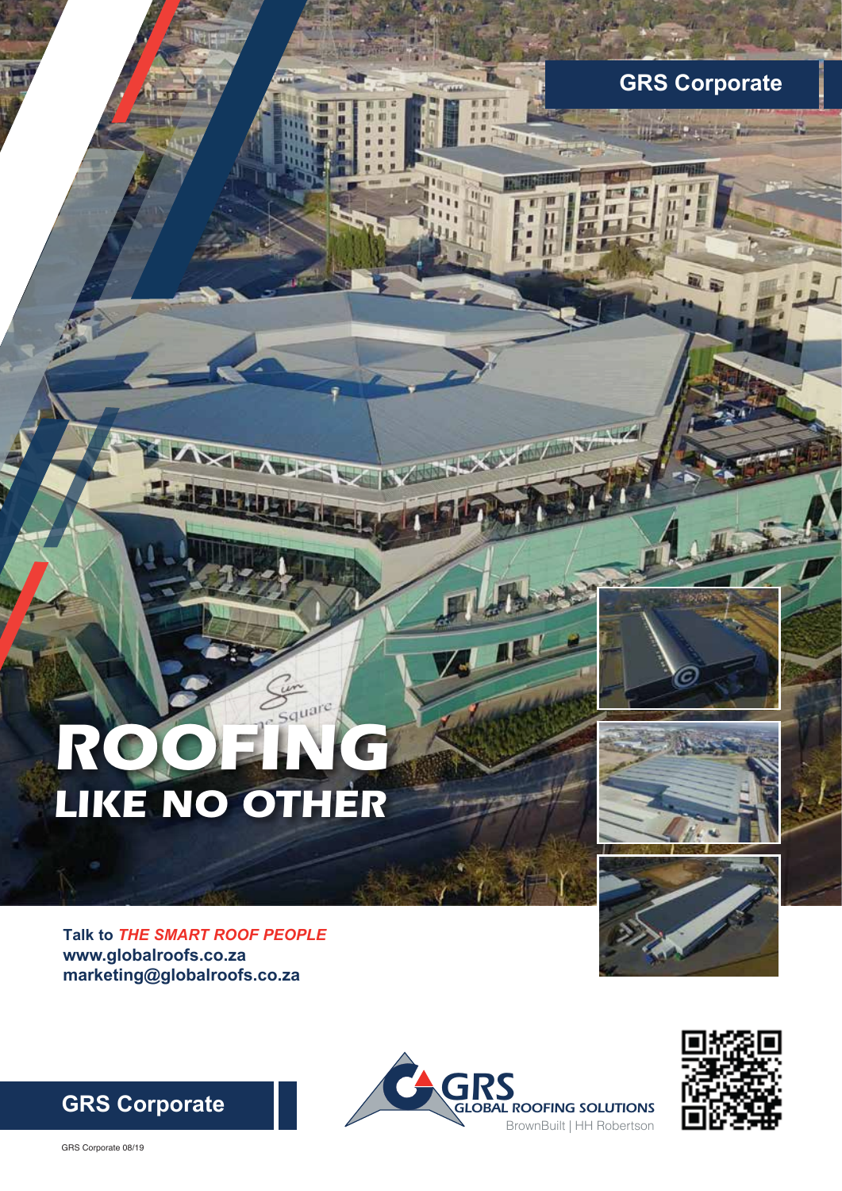GRS Corporate

# ROOFING
## LIKE NO OTHER

**Talk to *THE SMART ROOF PEOPLE***
**www.globalroofs.co.za**
**marketing@globalroofs.co.za**

**GRS Corporate**

GRS
GLOBAL ROOFING SOLUTIONS
BrownBuilt | HH Robertson

GRS Corporate 08/19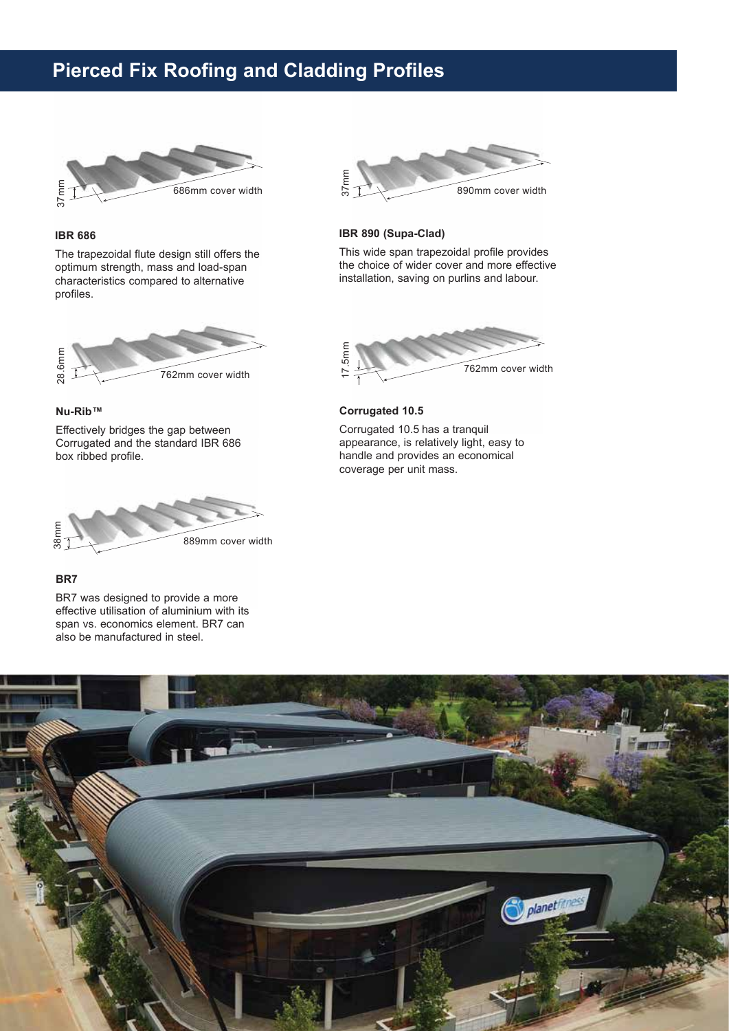# Pierced Fix Roofing and Cladding Profiles

37mm

686mm cover width

### IBR 686

The trapezoidal flute design still offers the optimum strength, mass and load-span characteristics compared to alternative profiles.

28.6mm

762mm cover width

### Nu-Rib™

Effectively bridges the gap between Corrugated and the standard IBR 686 box ribbed profile.

38mm

889mm cover width

### BR7

BR7 was designed to provide a more effective utilisation of aluminium with its span vs. economics element. BR7 can also be manufactured in steel.

37mm

890mm cover width

### IBR 890 (Supa-Clad)

This wide span trapezoidal profile provides the choice of wider cover and more effective installation, saving on purlins and labour.

17.5mm

762mm cover width

### Corrugated 10.5

Corrugated 10.5 has a tranquil appearance, is relatively light, easy to handle and provides an economical coverage per unit mass.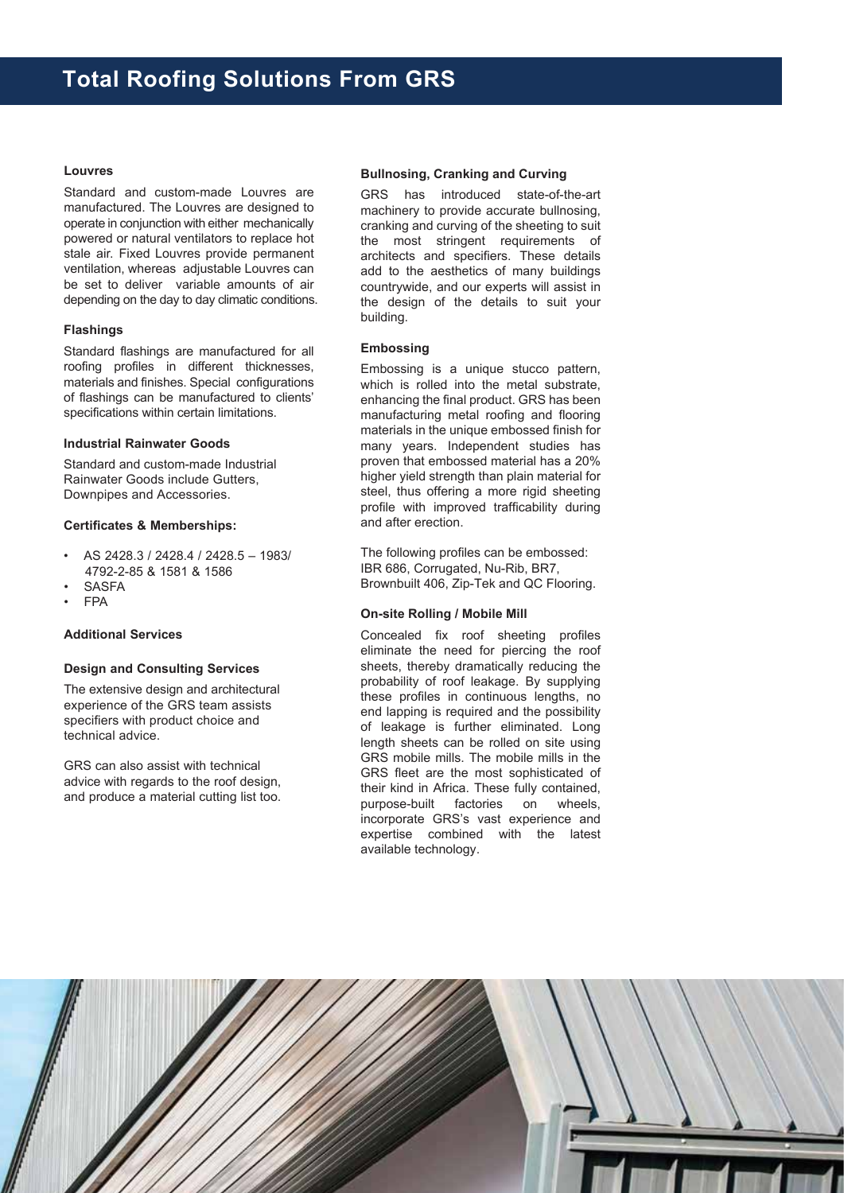# Total Roofing Solutions From GRS

### Louvres

Standard and custom-made Louvres are manufactured. The Louvres are designed to operate in conjunction with either mechanically powered or natural ventilators to replace hot stale air. Fixed Louvres provide permanent ventilation, whereas adjustable Louvres can be set to deliver variable amounts of air depending on the day to day climatic conditions.

### Flashings

Standard flashings are manufactured for all roofing profiles in different thicknesses, materials and finishes. Special configurations of flashings can be manufactured to clients' specifications within certain limitations.

### Industrial Rainwater Goods

Standard and custom-made Industrial Rainwater Goods include Gutters, Downpipes and Accessories.

### Certificates & Memberships:

- AS 2428.3 / 2428.4 / 2428.5 – 1983/ 4792-2-85 & 1581 & 1586
- SASFA
- FPA

### Additional Services

### Design and Consulting Services

The extensive design and architectural experience of the GRS team assists specifiers with product choice and technical advice.

GRS can also assist with technical advice with regards to the roof design, and produce a material cutting list too.

### Bullnosing, Cranking and Curving

GRS has introduced state-of-the-art machinery to provide accurate bullnosing, cranking and curving of the sheeting to suit the most stringent requirements of architects and specifiers. These details add to the aesthetics of many buildings countrywide, and our experts will assist in the design of the details to suit your building.

### Embossing

Embossing is a unique stucco pattern, which is rolled into the metal substrate, enhancing the final product. GRS has been manufacturing metal roofing and flooring materials in the unique embossed finish for many years. Independent studies has proven that embossed material has a 20% higher yield strength than plain material for steel, thus offering a more rigid sheeting profile with improved trafficability during and after erection.

The following profiles can be embossed: IBR 686, Corrugated, Nu-Rib, BR7, Brownbuilt 406, Zip-Tek and QC Flooring.

### On-site Rolling / Mobile Mill

Concealed fix roof sheeting profiles eliminate the need for piercing the roof sheets, thereby dramatically reducing the probability of roof leakage. By supplying these profiles in continuous lengths, no end lapping is required and the possibility of leakage is further eliminated. Long length sheets can be rolled on site using GRS mobile mills. The mobile mills in the GRS fleet are the most sophisticated of their kind in Africa. These fully contained, purpose-built factories on wheels, incorporate GRS's vast experience and expertise combined with the latest available technology.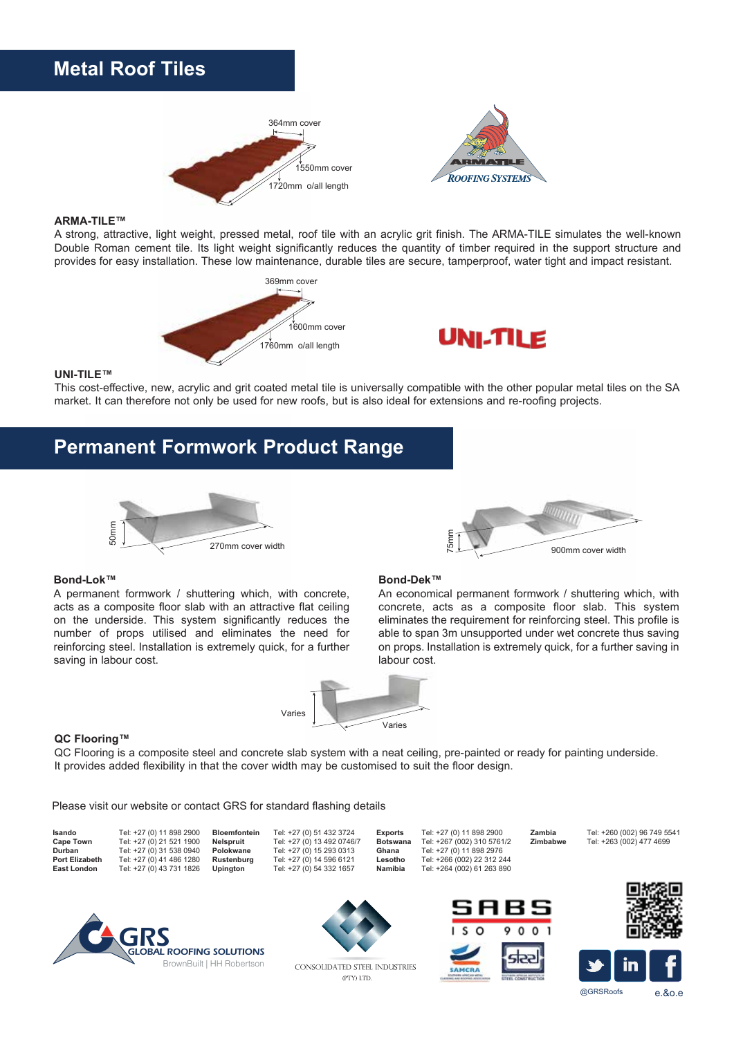## Metal Roof Tiles

364mm cover
1550mm cover
1720mm o/all length

ARMATILE ROOFING SYSTEMS

### ARMA-TILE™

A strong, attractive, light weight, pressed metal, roof tile with an acrylic grit finish. The ARMA-TILE simulates the well-known Double Roman cement tile. Its light weight significantly reduces the quantity of timber required in the support structure and provides for easy installation. These low maintenance, durable tiles are secure, tamperproof, water tight and impact resistant.

369mm cover
1600mm cover
1760mm o/all length

UNI-TILE

### UNI-TILE™

This cost-effective, new, acrylic and grit coated metal tile is universally compatible with the other popular metal tiles on the SA market. It can therefore not only be used for new roofs, but is also ideal for extensions and re-roofing projects.

## Permanent Formwork Product Range

50mm
270mm cover width

75mm
900mm cover width

### Bond-Lok™

A permanent formwork / shuttering which, with concrete, acts as a composite floor slab with an attractive flat ceiling on the underside. This system significantly reduces the number of props utilised and eliminates the need for reinforcing steel. Installation is extremely quick, for a further saving in labour cost.

### Bond-Dek™

An economical permanent formwork / shuttering which, with concrete, acts as a composite floor slab. This system eliminates the requirement for reinforcing steel. This profile is able to span 3m unsupported under wet concrete thus saving on props. Installation is extremely quick, for a further saving in labour cost.

Varies
Varies

### QC Flooring™

QC Flooring is a composite steel and concrete slab system with a neat ceiling, pre-painted or ready for painting underside. It provides added flexibility in that the cover width may be customised to suit the floor design.

Please visit our website or contact GRS for standard flashing details

| | | | | | | | |
|---|---|---|---|---|---|---|---|
| **Isando** | Tel: +27 (0) 11 898 2900 | **Bloemfontein** | Tel: +27 (0) 51 432 3724 | **Exports** | Tel: +27 (0) 11 898 2900 | **Zambia** | Tel: +260 (002) 96 749 5541 |
| **Cape Town** | Tel: +27 (0) 21 521 1900 | **Nelspruit** | Tel: +27 (0) 13 492 0746/7 | **Botswana** | Tel: +267 (002) 310 5761/2 | **Zimbabwe** | Tel: +263 (002) 477 4699 |
| **Durban** | Tel: +27 (0) 31 538 0940 | **Polokwane** | Tel: +27 (0) 15 293 0313 | **Ghana** | Tel: +27 (0) 11 898 2976 | | |
| **Port Elizabeth** | Tel: +27 (0) 41 486 1280 | **Rustenburg** | Tel: +27 (0) 14 596 6121 | **Lesotho** | Tel: +266 (002) 22 312 244 | | |
| **East London** | Tel: +27 (0) 43 731 1826 | **Upington** | Tel: +27 (0) 54 332 1657 | **Namibia** | Tel: +264 (002) 61 263 890 | | |

GRS GLOBAL ROOFING SOLUTIONS
BrownBuilt | HH Robertson

CONSOLIDATED STEEL INDUSTRIES (PTY) LTD.

SABS ISO 9001

SAMCRA

steel

@GRSRoofs

e.&o.e